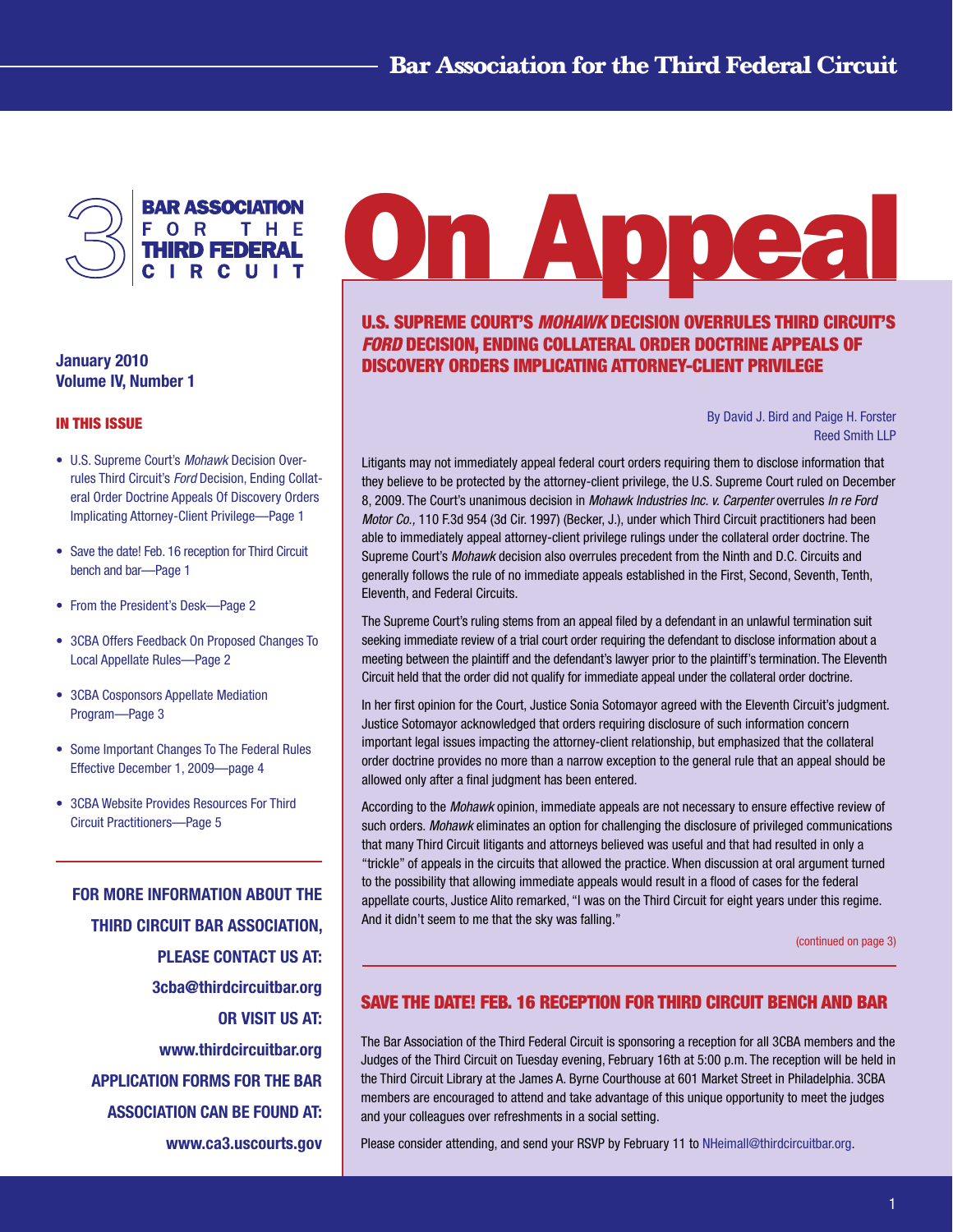# On Appeal

**Bar Association for the Third Federal Circuit**

**January 2010**
**Volume IV, Number 1**

**IN THIS ISSUE**

- U.S. Supreme Court's *Mohawk* Decision Overrules Third Circuit's *Ford* Decision, Ending Collateral Order Doctrine Appeals Of Discovery Orders Implicating Attorney-Client Privilege—Page 1
- Save the date! Feb. 16 reception for Third Circuit bench and bar—Page 1
- From the President's Desk—Page 2
- 3CBA Offers Feedback On Proposed Changes To Local Appellate Rules—Page 2
- 3CBA Cosponsors Appellate Mediation Program—Page 3
- Some Important Changes To The Federal Rules Effective December 1, 2009—page 4
- 3CBA Website Provides Resources For Third Circuit Practitioners—Page 5

**FOR MORE INFORMATION ABOUT THE THIRD CIRCUIT BAR ASSOCIATION, PLEASE CONTACT US AT: 3cba@thirdcircuitbar.org OR VISIT US AT: www.thirdcircuitbar.org APPLICATION FORMS FOR THE BAR ASSOCIATION CAN BE FOUND AT: www.ca3.uscourts.gov**

## U.S. SUPREME COURT'S *MOHAWK* DECISION OVERRULES THIRD CIRCUIT'S *FORD* DECISION, ENDING COLLATERAL ORDER DOCTRINE APPEALS OF DISCOVERY ORDERS IMPLICATING ATTORNEY-CLIENT PRIVILEGE

By David J. Bird and Paige H. Forster
Reed Smith LLP

Litigants may not immediately appeal federal court orders requiring them to disclose information that they believe to be protected by the attorney-client privilege, the U.S. Supreme Court ruled on December 8, 2009. The Court's unanimous decision in *Mohawk Industries Inc. v. Carpenter* overrules *In re Ford Motor Co.,* 110 F.3d 954 (3d Cir. 1997) (Becker, J.), under which Third Circuit practitioners had been able to immediately appeal attorney-client privilege rulings under the collateral order doctrine. The Supreme Court's *Mohawk* decision also overrules precedent from the Ninth and D.C. Circuits and generally follows the rule of no immediate appeals established in the First, Second, Seventh, Tenth, Eleventh, and Federal Circuits.

The Supreme Court's ruling stems from an appeal filed by a defendant in an unlawful termination suit seeking immediate review of a trial court order requiring the defendant to disclose information about a meeting between the plaintiff and the defendant's lawyer prior to the plaintiff's termination. The Eleventh Circuit held that the order did not qualify for immediate appeal under the collateral order doctrine.

In her first opinion for the Court, Justice Sonia Sotomayor agreed with the Eleventh Circuit's judgment. Justice Sotomayor acknowledged that orders requiring disclosure of such information concern important legal issues impacting the attorney-client relationship, but emphasized that the collateral order doctrine provides no more than a narrow exception to the general rule that an appeal should be allowed only after a final judgment has been entered.

According to the *Mohawk* opinion, immediate appeals are not necessary to ensure effective review of such orders. *Mohawk* eliminates an option for challenging the disclosure of privileged communications that many Third Circuit litigants and attorneys believed was useful and that had resulted in only a "trickle" of appeals in the circuits that allowed the practice. When discussion at oral argument turned to the possibility that allowing immediate appeals would result in a flood of cases for the federal appellate courts, Justice Alito remarked, "I was on the Third Circuit for eight years under this regime. And it didn't seem to me that the sky was falling."

(continued on page 3)

## SAVE THE DATE! FEB. 16 RECEPTION FOR THIRD CIRCUIT BENCH AND BAR

The Bar Association of the Third Federal Circuit is sponsoring a reception for all 3CBA members and the Judges of the Third Circuit on Tuesday evening, February 16th at 5:00 p.m. The reception will be held in the Third Circuit Library at the James A. Byrne Courthouse at 601 Market Street in Philadelphia. 3CBA members are encouraged to attend and take advantage of this unique opportunity to meet the judges and your colleagues over refreshments in a social setting.

Please consider attending, and send your RSVP by February 11 to NHeimall@thirdcircuitbar.org.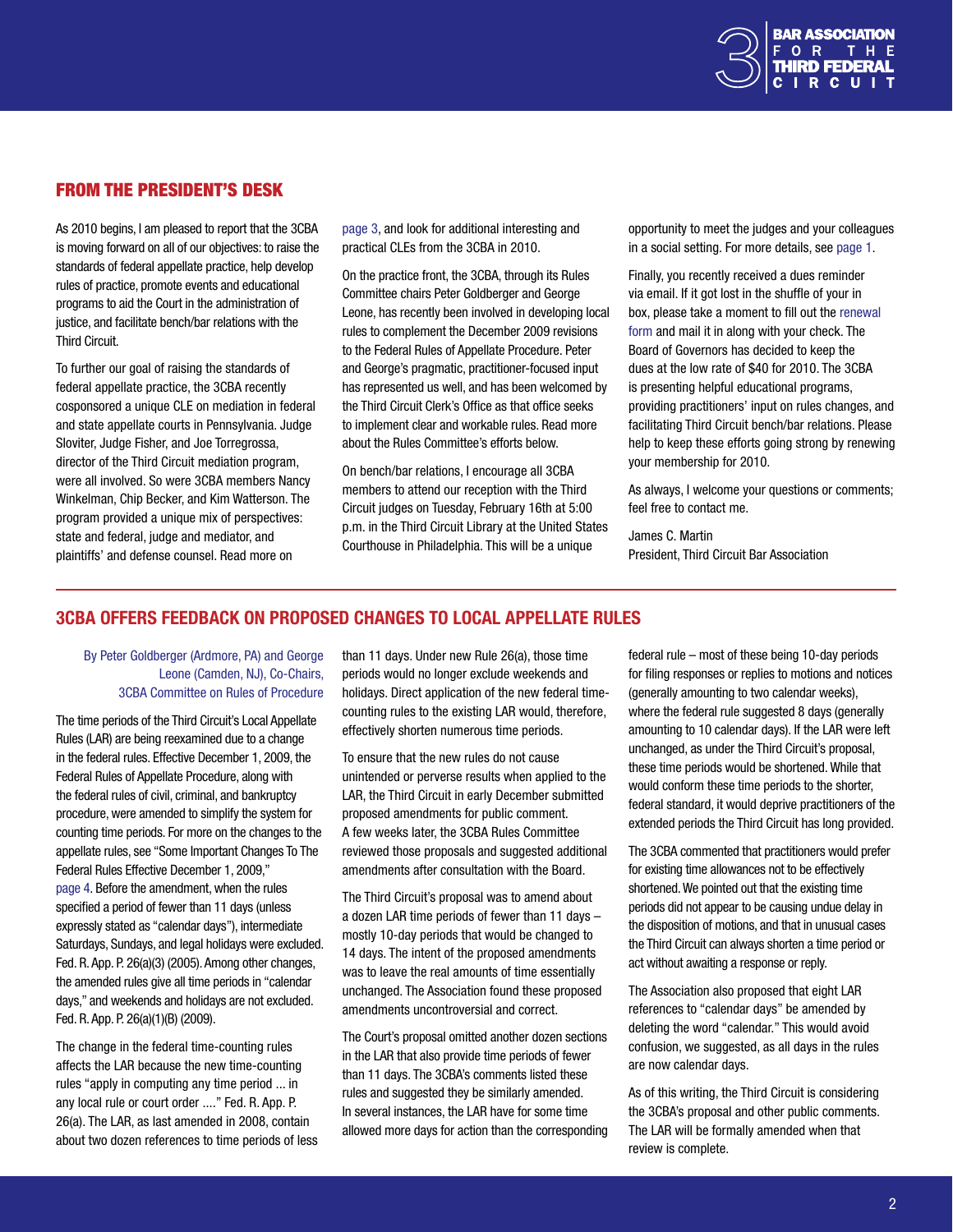## FROM THE PRESIDENT'S DESK

As 2010 begins, I am pleased to report that the 3CBA is moving forward on all of our objectives: to raise the standards of federal appellate practice, help develop rules of practice, promote events and educational programs to aid the Court in the administration of justice, and facilitate bench/bar relations with the Third Circuit.

To further our goal of raising the standards of federal appellate practice, the 3CBA recently cosponsored a unique CLE on mediation in federal and state appellate courts in Pennsylvania. Judge Sloviter, Judge Fisher, and Joe Torregrossa, director of the Third Circuit mediation program, were all involved. So were 3CBA members Nancy Winkelman, Chip Becker, and Kim Watterson. The program provided a unique mix of perspectives: state and federal, judge and mediator, and plaintiffs' and defense counsel. Read more on page 3, and look for additional interesting and practical CLEs from the 3CBA in 2010.

On the practice front, the 3CBA, through its Rules Committee chairs Peter Goldberger and George Leone, has recently been involved in developing local rules to complement the December 2009 revisions to the Federal Rules of Appellate Procedure. Peter and George's pragmatic, practitioner-focused input has represented us well, and has been welcomed by the Third Circuit Clerk's Office as that office seeks to implement clear and workable rules. Read more about the Rules Committee's efforts below.

On bench/bar relations, I encourage all 3CBA members to attend our reception with the Third Circuit judges on Tuesday, February 16th at 5:00 p.m. in the Third Circuit Library at the United States Courthouse in Philadelphia. This will be a unique opportunity to meet the judges and your colleagues in a social setting. For more details, see page 1.

Finally, you recently received a dues reminder via email. If it got lost in the shuffle of your in box, please take a moment to fill out the renewal form and mail it in along with your check. The Board of Governors has decided to keep the dues at the low rate of $40 for 2010. The 3CBA is presenting helpful educational programs, providing practitioners' input on rules changes, and facilitating Third Circuit bench/bar relations. Please help to keep these efforts going strong by renewing your membership for 2010.

As always, I welcome your questions or comments; feel free to contact me.

James C. Martin
President, Third Circuit Bar Association

## 3CBA OFFERS FEEDBACK ON PROPOSED CHANGES TO LOCAL APPELLATE RULES

By Peter Goldberger (Ardmore, PA) and George Leone (Camden, NJ), Co-Chairs, 3CBA Committee on Rules of Procedure

The time periods of the Third Circuit's Local Appellate Rules (LAR) are being reexamined due to a change in the federal rules. Effective December 1, 2009, the Federal Rules of Appellate Procedure, along with the federal rules of civil, criminal, and bankruptcy procedure, were amended to simplify the system for counting time periods. For more on the changes to the appellate rules, see "Some Important Changes To The Federal Rules Effective December 1, 2009," page 4. Before the amendment, when the rules specified a period of fewer than 11 days (unless expressly stated as "calendar days"), intermediate Saturdays, Sundays, and legal holidays were excluded. Fed. R. App. P. 26(a)(3) (2005). Among other changes, the amended rules give all time periods in "calendar days," and weekends and holidays are not excluded. Fed. R. App. P. 26(a)(1)(B) (2009).

The change in the federal time-counting rules affects the LAR because the new time-counting rules "apply in computing any time period ... in any local rule or court order ...." Fed. R. App. P. 26(a). The LAR, as last amended in 2008, contain about two dozen references to time periods of less than 11 days. Under new Rule 26(a), those time periods would no longer exclude weekends and holidays. Direct application of the new federal time-counting rules to the existing LAR would, therefore, effectively shorten numerous time periods.

To ensure that the new rules do not cause unintended or perverse results when applied to the LAR, the Third Circuit in early December submitted proposed amendments for public comment. A few weeks later, the 3CBA Rules Committee reviewed those proposals and suggested additional amendments after consultation with the Board.

The Third Circuit's proposal was to amend about a dozen LAR time periods of fewer than 11 days – mostly 10-day periods that would be changed to 14 days. The intent of the proposed amendments was to leave the real amounts of time essentially unchanged. The Association found these proposed amendments uncontroversial and correct.

The Court's proposal omitted another dozen sections in the LAR that also provide time periods of fewer than 11 days. The 3CBA's comments listed these rules and suggested they be similarly amended. In several instances, the LAR have for some time allowed more days for action than the corresponding federal rule – most of these being 10-day periods for filing responses or replies to motions and notices (generally amounting to two calendar weeks), where the federal rule suggested 8 days (generally amounting to 10 calendar days). If the LAR were left unchanged, as under the Third Circuit's proposal, these time periods would be shortened. While that would conform these time periods to the shorter, federal standard, it would deprive practitioners of the extended periods the Third Circuit has long provided.

The 3CBA commented that practitioners would prefer for existing time allowances not to be effectively shortened. We pointed out that the existing time periods did not appear to be causing undue delay in the disposition of motions, and that in unusual cases the Third Circuit can always shorten a time period or act without awaiting a response or reply.

The Association also proposed that eight LAR references to "calendar days" be amended by deleting the word "calendar." This would avoid confusion, we suggested, as all days in the rules are now calendar days.

As of this writing, the Third Circuit is considering the 3CBA's proposal and other public comments. The LAR will be formally amended when that review is complete.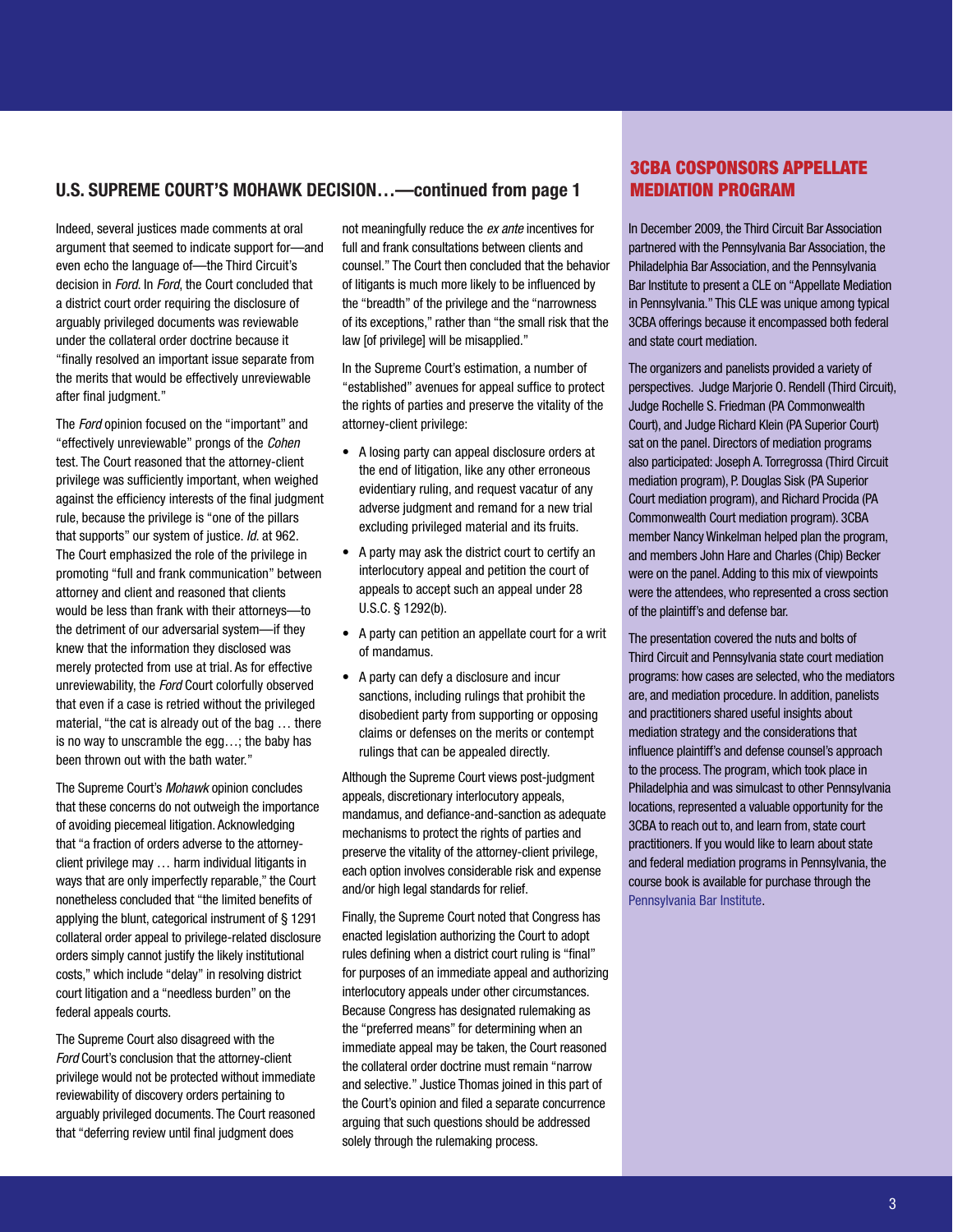## U.S. SUPREME COURT'S MOHAWK DECISION…—continued from page 1

Indeed, several justices made comments at oral argument that seemed to indicate support for—and even echo the language of—the Third Circuit's decision in *Ford*. In *Ford*, the Court concluded that a district court order requiring the disclosure of arguably privileged documents was reviewable under the collateral order doctrine because it "finally resolved an important issue separate from the merits that would be effectively unreviewable after final judgment."

The *Ford* opinion focused on the "important" and "effectively unreviewable" prongs of the *Cohen* test. The Court reasoned that the attorney-client privilege was sufficiently important, when weighed against the efficiency interests of the final judgment rule, because the privilege is "one of the pillars that supports" our system of justice. *Id.* at 962. The Court emphasized the role of the privilege in promoting "full and frank communication" between attorney and client and reasoned that clients would be less than frank with their attorneys—to the detriment of our adversarial system—if they knew that the information they disclosed was merely protected from use at trial. As for effective unreviewability, the *Ford* Court colorfully observed that even if a case is retried without the privileged material, "the cat is already out of the bag … there is no way to unscramble the egg…; the baby has been thrown out with the bath water."

The Supreme Court's *Mohawk* opinion concludes that these concerns do not outweigh the importance of avoiding piecemeal litigation. Acknowledging that "a fraction of orders adverse to the attorney-client privilege may … harm individual litigants in ways that are only imperfectly reparable," the Court nonetheless concluded that "the limited benefits of applying the blunt, categorical instrument of § 1291 collateral order appeal to privilege-related disclosure orders simply cannot justify the likely institutional costs," which include "delay" in resolving district court litigation and a "needless burden" on the federal appeals courts.

The Supreme Court also disagreed with the *Ford* Court's conclusion that the attorney-client privilege would not be protected without immediate reviewability of discovery orders pertaining to arguably privileged documents. The Court reasoned that "deferring review until final judgment does not meaningfully reduce the *ex ante* incentives for full and frank consultations between clients and counsel." The Court then concluded that the behavior of litigants is much more likely to be influenced by the "breadth" of the privilege and the "narrowness of its exceptions," rather than "the small risk that the law [of privilege] will be misapplied."

In the Supreme Court's estimation, a number of "established" avenues for appeal suffice to protect the rights of parties and preserve the vitality of the attorney-client privilege:

- A losing party can appeal disclosure orders at the end of litigation, like any other erroneous evidentiary ruling, and request vacatur of any adverse judgment and remand for a new trial excluding privileged material and its fruits.
- A party may ask the district court to certify an interlocutory appeal and petition the court of appeals to accept such an appeal under 28 U.S.C. § 1292(b).
- A party can petition an appellate court for a writ of mandamus.
- A party can defy a disclosure and incur sanctions, including rulings that prohibit the disobedient party from supporting or opposing claims or defenses on the merits or contempt rulings that can be appealed directly.

Although the Supreme Court views post-judgment appeals, discretionary interlocutory appeals, mandamus, and defiance-and-sanction as adequate mechanisms to protect the rights of parties and preserve the vitality of the attorney-client privilege, each option involves considerable risk and expense and/or high legal standards for relief.

Finally, the Supreme Court noted that Congress has enacted legislation authorizing the Court to adopt rules defining when a district court ruling is "final" for purposes of an immediate appeal and authorizing interlocutory appeals under other circumstances. Because Congress has designated rulemaking as the "preferred means" for determining when an immediate appeal may be taken, the Court reasoned the collateral order doctrine must remain "narrow and selective." Justice Thomas joined in this part of the Court's opinion and filed a separate concurrence arguing that such questions should be addressed solely through the rulemaking process.

## 3CBA COSPONSORS APPELLATE MEDIATION PROGRAM

In December 2009, the Third Circuit Bar Association partnered with the Pennsylvania Bar Association, the Philadelphia Bar Association, and the Pennsylvania Bar Institute to present a CLE on "Appellate Mediation in Pennsylvania." This CLE was unique among typical 3CBA offerings because it encompassed both federal and state court mediation.

The organizers and panelists provided a variety of perspectives. Judge Marjorie O. Rendell (Third Circuit), Judge Rochelle S. Friedman (PA Commonwealth Court), and Judge Richard Klein (PA Superior Court) sat on the panel. Directors of mediation programs also participated: Joseph A. Torregrossa (Third Circuit mediation program), P. Douglas Sisk (PA Superior Court mediation program), and Richard Procida (PA Commonwealth Court mediation program). 3CBA member Nancy Winkelman helped plan the program, and members John Hare and Charles (Chip) Becker were on the panel. Adding to this mix of viewpoints were the attendees, who represented a cross section of the plaintiff's and defense bar.

The presentation covered the nuts and bolts of Third Circuit and Pennsylvania state court mediation programs: how cases are selected, who the mediators are, and mediation procedure. In addition, panelists and practitioners shared useful insights about mediation strategy and the considerations that influence plaintiff's and defense counsel's approach to the process. The program, which took place in Philadelphia and was simulcast to other Pennsylvania locations, represented a valuable opportunity for the 3CBA to reach out to, and learn from, state court practitioners. If you would like to learn about state and federal mediation programs in Pennsylvania, the course book is available for purchase through the Pennsylvania Bar Institute.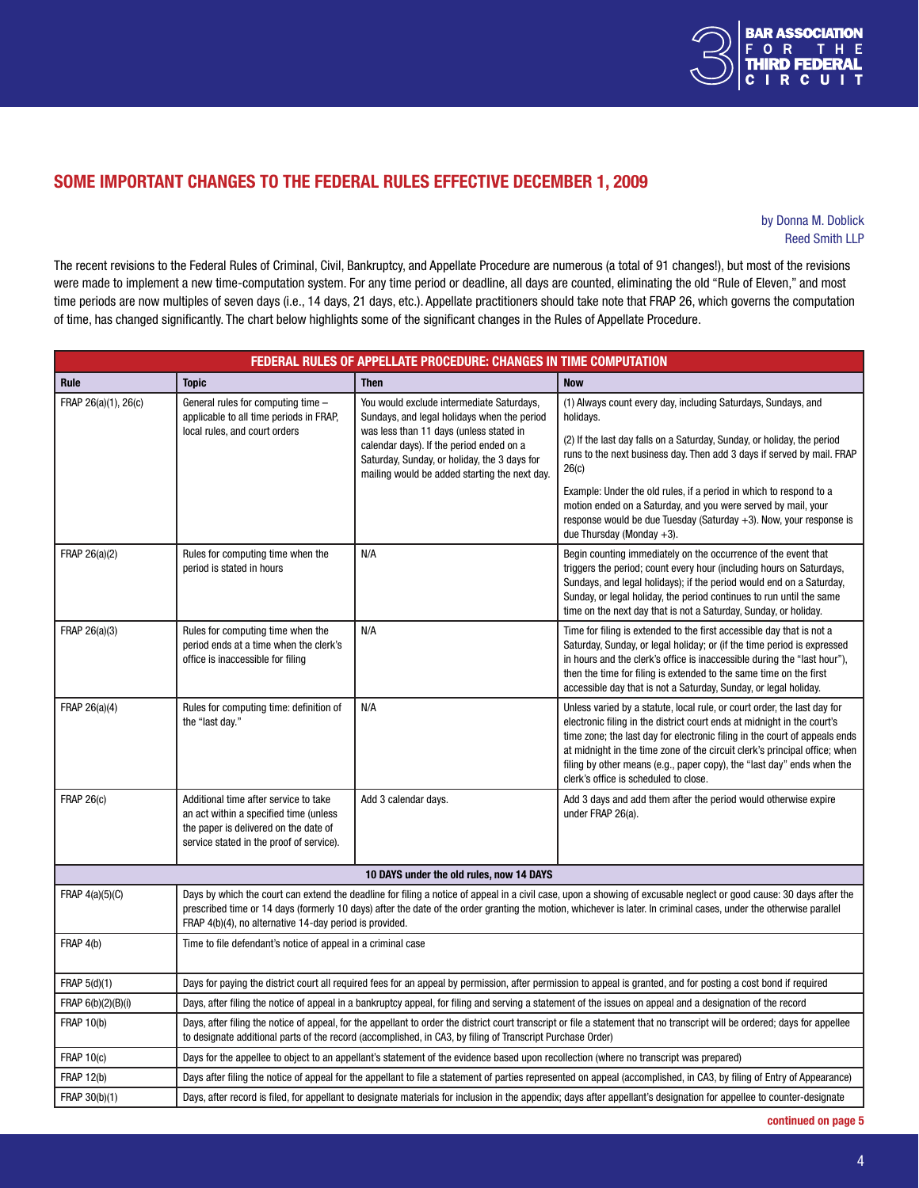## SOME IMPORTANT CHANGES TO THE FEDERAL RULES EFFECTIVE DECEMBER 1, 2009

by Donna M. Doblick
Reed Smith LLP

The recent revisions to the Federal Rules of Criminal, Civil, Bankruptcy, and Appellate Procedure are numerous (a total of 91 changes!), but most of the revisions were made to implement a new time-computation system. For any time period or deadline, all days are counted, eliminating the old "Rule of Eleven," and most time periods are now multiples of seven days (i.e., 14 days, 21 days, etc.). Appellate practitioners should take note that FRAP 26, which governs the computation of time, has changed significantly. The chart below highlights some of the significant changes in the Rules of Appellate Procedure.

**FEDERAL RULES OF APPELLATE PROCEDURE: CHANGES IN TIME COMPUTATION**

| Rule | Topic | Then | Now |
|---|---|---|---|
| FRAP 26(a)(1), 26(c) | General rules for computing time – applicable to all time periods in FRAP, local rules, and court orders | You would exclude intermediate Saturdays, Sundays, and legal holidays when the period was less than 11 days (unless stated in calendar days). If the period ended on a Saturday, Sunday, or holiday, the 3 days for mailing would be added starting the next day. | (1) Always count every day, including Saturdays, Sundays, and holidays.<br><br>(2) If the last day falls on a Saturday, Sunday, or holiday, the period runs to the next business day. Then add 3 days if served by mail. FRAP 26(c)<br><br>Example: Under the old rules, if a period in which to respond to a motion ended on a Saturday, and you were served by mail, your response would be due Tuesday (Saturday +3). Now, your response is due Thursday (Monday +3). |
| FRAP 26(a)(2) | Rules for computing time when the period is stated in hours | N/A | Begin counting immediately on the occurrence of the event that triggers the period; count every hour (including hours on Saturdays, Sundays, and legal holidays); if the period would end on a Saturday, Sunday, or legal holiday, the period continues to run until the same time on the next day that is not a Saturday, Sunday, or holiday. |
| FRAP 26(a)(3) | Rules for computing time when the period ends at a time when the clerk's office is inaccessible for filing | N/A | Time for filing is extended to the first accessible day that is not a Saturday, Sunday, or legal holiday; or (if the time period is expressed in hours and the clerk's office is inaccessible during the "last hour"), then the time for filing is extended to the same time on the first accessible day that is not a Saturday, Sunday, or legal holiday. |
| FRAP 26(a)(4) | Rules for computing time: definition of the "last day." | N/A | Unless varied by a statute, local rule, or court order, the last day for electronic filing in the district court ends at midnight in the court's time zone; the last day for electronic filing in the court of appeals ends at midnight in the time zone of the circuit clerk's principal office; when filing by other means (e.g., paper copy), the "last day" ends when the clerk's office is scheduled to close. |
| FRAP 26(c) | Additional time after service to take an act within a specified time (unless the paper is delivered on the date of service stated in the proof of service). | Add 3 calendar days. | Add 3 days and add them after the period would otherwise expire under FRAP 26(a). |
| **10 DAYS under the old rules, now 14 DAYS** | | | |
| FRAP 4(a)(5)(C) | Days by which the court can extend the deadline for filing a notice of appeal in a civil case, upon a showing of excusable neglect or good cause: 30 days after the prescribed time or 14 days (formerly 10 days) after the date of the order granting the motion, whichever is later. In criminal cases, under the otherwise parallel FRAP 4(b)(4), no alternative 14-day period is provided. | | |
| FRAP 4(b) | Time to file defendant's notice of appeal in a criminal case | | |
| FRAP 5(d)(1) | Days for paying the district court all required fees for an appeal by permission, after permission to appeal is granted, and for posting a cost bond if required | | |
| FRAP 6(b)(2)(B)(i) | Days, after filing the notice of appeal in a bankruptcy appeal, for filing and serving a statement of the issues on appeal and a designation of the record | | |
| FRAP 10(b) | Days, after filing the notice of appeal, for the appellant to order the district court transcript or file a statement that no transcript will be ordered; days for appellee to designate additional parts of the record (accomplished, in CA3, by filing of Transcript Purchase Order) | | |
| FRAP 10(c) | Days for the appellee to object to an appellant's statement of the evidence based upon recollection (where no transcript was prepared) | | |
| FRAP 12(b) | Days after filing the notice of appeal for the appellant to file a statement of parties represented on appeal (accomplished, in CA3, by filing of Entry of Appearance) | | |
| FRAP 30(b)(1) | Days, after record is filed, for appellant to designate materials for inclusion in the appendix; days after appellant's designation for appellee to counter-designate | | |

**continued on page 5**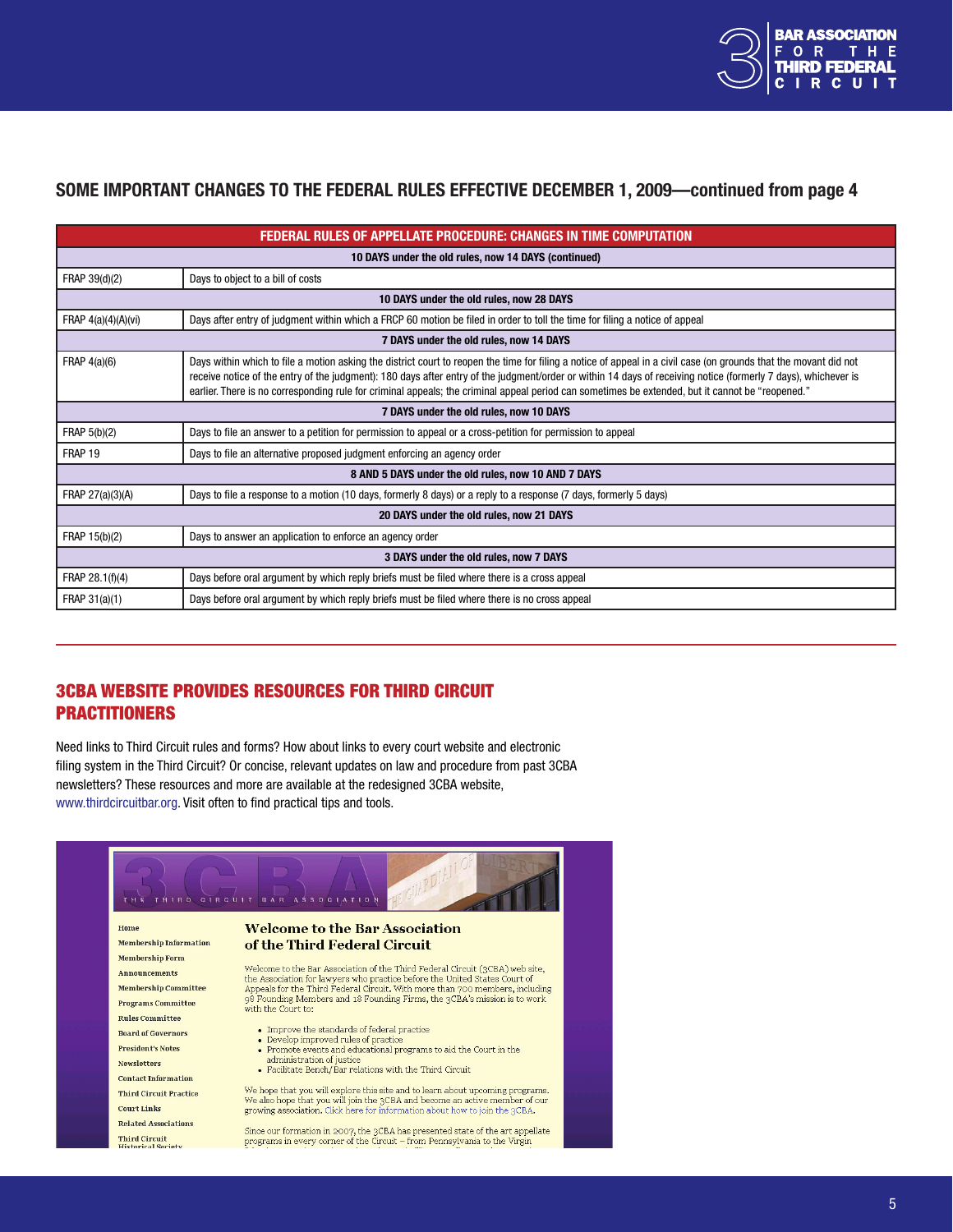## SOME IMPORTANT CHANGES TO THE FEDERAL RULES EFFECTIVE DECEMBER 1, 2009—continued from page 4

| FEDERAL RULES OF APPELLATE PROCEDURE: CHANGES IN TIME COMPUTATION | |
|---|---|
| **10 DAYS under the old rules, now 14 DAYS (continued)** | |
| FRAP 39(d)(2) | Days to object to a bill of costs |
| **10 DAYS under the old rules, now 28 DAYS** | |
| FRAP 4(a)(4)(A)(vi) | Days after entry of judgment within which a FRCP 60 motion be filed in order to toll the time for filing a notice of appeal |
| **7 DAYS under the old rules, now 14 DAYS** | |
| FRAP 4(a)(6) | Days within which to file a motion asking the district court to reopen the time for filing a notice of appeal in a civil case (on grounds that the movant did not receive notice of the entry of the judgment): 180 days after entry of the judgment/order or within 14 days of receiving notice (formerly 7 days), whichever is earlier. There is no corresponding rule for criminal appeals; the criminal appeal period can sometimes be extended, but it cannot be "reopened." |
| **7 DAYS under the old rules, now 10 DAYS** | |
| FRAP 5(b)(2) | Days to file an answer to a petition for permission to appeal or a cross-petition for permission to appeal |
| FRAP 19 | Days to file an alternative proposed judgment enforcing an agency order |
| **8 AND 5 DAYS under the old rules, now 10 AND 7 DAYS** | |
| FRAP 27(a)(3)(A) | Days to file a response to a motion (10 days, formerly 8 days) or a reply to a response (7 days, formerly 5 days) |
| **20 DAYS under the old rules, now 21 DAYS** | |
| FRAP 15(b)(2) | Days to answer an application to enforce an agency order |
| **3 DAYS under the old rules, now 7 DAYS** | |
| FRAP 28.1(f)(4) | Days before oral argument by which reply briefs must be filed where there is a cross appeal |
| FRAP 31(a)(1) | Days before oral argument by which reply briefs must be filed where there is no cross appeal |

## 3CBA WEBSITE PROVIDES RESOURCES FOR THIRD CIRCUIT PRACTITIONERS

Need links to Third Circuit rules and forms? How about links to every court website and electronic filing system in the Third Circuit? Or concise, relevant updates on law and procedure from past 3CBA newsletters? These resources and more are available at the redesigned 3CBA website, www.thirdcircuitbar.org. Visit often to find practical tips and tools.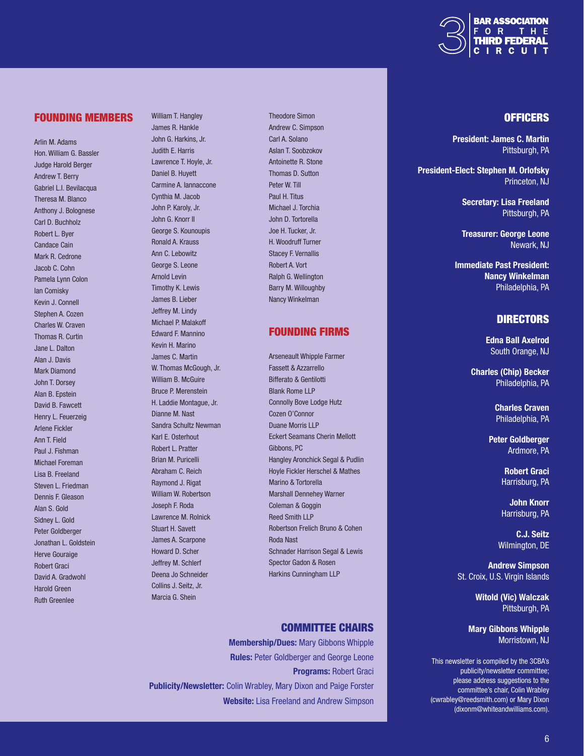BAR ASSOCIATION FOR THE THIRD FEDERAL CIRCUIT

## FOUNDING MEMBERS

Arlin M. Adams
Hon. William G. Bassler
Judge Harold Berger
Andrew T. Berry
Gabriel L.I. Bevilacqua
Theresa M. Blanco
Anthony J. Bolognese
Carl D. Buchholz
Robert L. Byer
Candace Cain
Mark R. Cedrone
Jacob C. Cohn
Pamela Lynn Colon
Ian Comisky
Kevin J. Connell
Stephen A. Cozen
Charles W. Craven
Thomas R. Curtin
Jane L. Dalton
Alan J. Davis
Mark Diamond
John T. Dorsey
Alan B. Epstein
David B. Fawcett
Henry L. Feuerzeig
Arlene Fickler
Ann T. Field
Paul J. Fishman
Michael Foreman
Lisa B. Freeland
Steven L. Friedman
Dennis F. Gleason
Alan S. Gold
Sidney L. Gold
Peter Goldberger
Jonathan L. Goldstein
Herve Gouraige
Robert Graci
David A. Gradwohl
Harold Green
Ruth Greenlee
William T. Hangley
James R. Hankle
John G. Harkins, Jr.
Judith E. Harris
Lawrence T. Hoyle, Jr.
Daniel B. Huyett
Carmine A. Iannaccone
Cynthia M. Jacob
John P. Karoly, Jr.
John G. Knorr II
George S. Kounoupis
Ronald A. Krauss
Ann C. Lebowitz
George S. Leone
Arnold Levin
Timothy K. Lewis
James B. Lieber
Jeffrey M. Lindy
Michael P. Malakoff
Edward F. Mannino
Kevin H. Marino
James C. Martin
W. Thomas McGough, Jr.
William B. McGuire
Bruce P. Merenstein
H. Laddie Montague, Jr.
Dianne M. Nast
Sandra Schultz Newman
Karl E. Osterhout
Robert L. Pratter
Brian M. Puricelli
Abraham C. Reich
Raymond J. Rigat
William W. Robertson
Joseph F. Roda
Lawrence M. Rolnick
Stuart H. Savett
James A. Scarpone
Howard D. Scher
Jeffrey M. Schlerf
Deena Jo Schneider
Collins J. Seitz, Jr.
Marcia G. Shein
Theodore Simon
Andrew C. Simpson
Carl A. Solano
Aslan T. Soobzokov
Antoinette R. Stone
Thomas D. Sutton
Peter W. Till
Paul H. Titus
Michael J. Torchia
John D. Tortorella
Joe H. Tucker, Jr.
H. Woodruff Turner
Stacey F. Vernallis
Robert A. Vort
Ralph G. Wellington
Barry M. Willoughby
Nancy Winkelman

## FOUNDING FIRMS

Arseneault Whipple Farmer
Fassett & Azzarello
Bifferato & Gentilotti
Blank Rome LLP
Connolly Bove Lodge Hutz
Cozen O'Connor
Duane Morris LLP
Eckert Seamans Cherin Mellott
Gibbons, PC
Hangley Aronchick Segal & Pudlin
Hoyle Fickler Herschel & Mathes
Marino & Tortorella
Marshall Dennehey Warner
Coleman & Goggin
Reed Smith LLP
Robertson Frelich Bruno & Cohen
Roda Nast
Schnader Harrison Segal & Lewis
Spector Gadon & Rosen
Harkins Cunningham LLP

## COMMITTEE CHAIRS

**Membership/Dues:** Mary Gibbons Whipple
**Rules:** Peter Goldberger and George Leone
**Programs:** Robert Graci
**Publicity/Newsletter:** Colin Wrabley, Mary Dixon and Paige Forster
**Website:** Lisa Freeland and Andrew Simpson

## OFFICERS

**President: James C. Martin**
Pittsburgh, PA

**President-Elect: Stephen M. Orlofsky**
Princeton, NJ

**Secretary: Lisa Freeland**
Pittsburgh, PA

**Treasurer: George Leone**
Newark, NJ

**Immediate Past President: Nancy Winkelman**
Philadelphia, PA

## DIRECTORS

**Edna Ball Axelrod**
South Orange, NJ

**Charles (Chip) Becker**
Philadelphia, PA

**Charles Craven**
Philadelphia, PA

**Peter Goldberger**
Ardmore, PA

**Robert Graci**
Harrisburg, PA

**John Knorr**
Harrisburg, PA

**C.J. Seitz**
Wilmington, DE

**Andrew Simpson**
St. Croix, U.S. Virgin Islands

**Witold (Vic) Walczak**
Pittsburgh, PA

**Mary Gibbons Whipple**
Morristown, NJ

This newsletter is compiled by the 3CBA's publicity/newsletter committee; please address suggestions to the committee's chair, Colin Wrabley (cwrabley@reedsmith.com) or Mary Dixon (dixonm@whiteandwilliams.com).